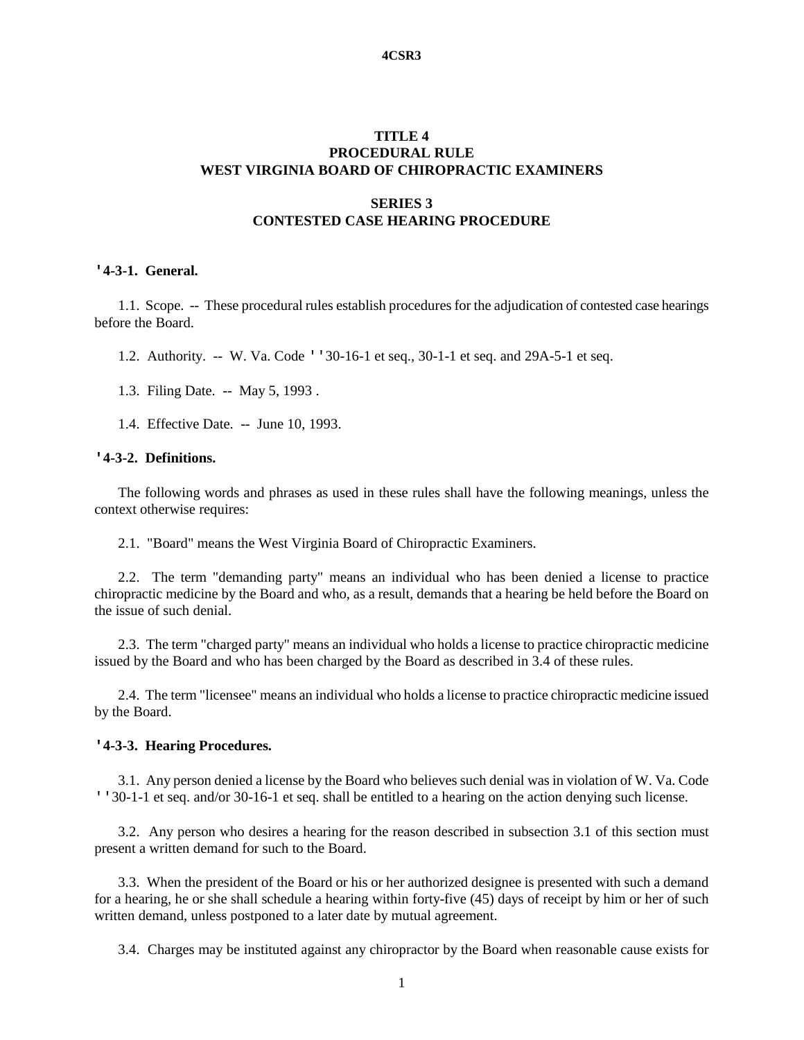# TITLE 4
# PROCEDURAL RULE
# WEST VIRGINIA BOARD OF CHIROPRACTIC EXAMINERS

## SERIES 3
## CONTESTED CASE HEARING PROCEDURE

### '4-3-1. General.

1.1. Scope. -- These procedural rules establish procedures for the adjudication of contested case hearings before the Board.

1.2. Authority. -- W. Va. Code ''30-16-1 et seq., 30-1-1 et seq. and 29A-5-1 et seq.

1.3. Filing Date. -- May 5, 1993 .

1.4. Effective Date. -- June 10, 1993.

### '4-3-2. Definitions.

The following words and phrases as used in these rules shall have the following meanings, unless the context otherwise requires:

2.1. "Board" means the West Virginia Board of Chiropractic Examiners.

2.2. The term "demanding party" means an individual who has been denied a license to practice chiropractic medicine by the Board and who, as a result, demands that a hearing be held before the Board on the issue of such denial.

2.3. The term "charged party" means an individual who holds a license to practice chiropractic medicine issued by the Board and who has been charged by the Board as described in 3.4 of these rules.

2.4. The term "licensee" means an individual who holds a license to practice chiropractic medicine issued by the Board.

### '4-3-3. Hearing Procedures.

3.1. Any person denied a license by the Board who believes such denial was in violation of W. Va. Code ''30-1-1 et seq. and/or 30-16-1 et seq. shall be entitled to a hearing on the action denying such license.

3.2. Any person who desires a hearing for the reason described in subsection 3.1 of this section must present a written demand for such to the Board.

3.3. When the president of the Board or his or her authorized designee is presented with such a demand for a hearing, he or she shall schedule a hearing within forty-five (45) days of receipt by him or her of such written demand, unless postponed to a later date by mutual agreement.

3.4. Charges may be instituted against any chiropractor by the Board when reasonable cause exists for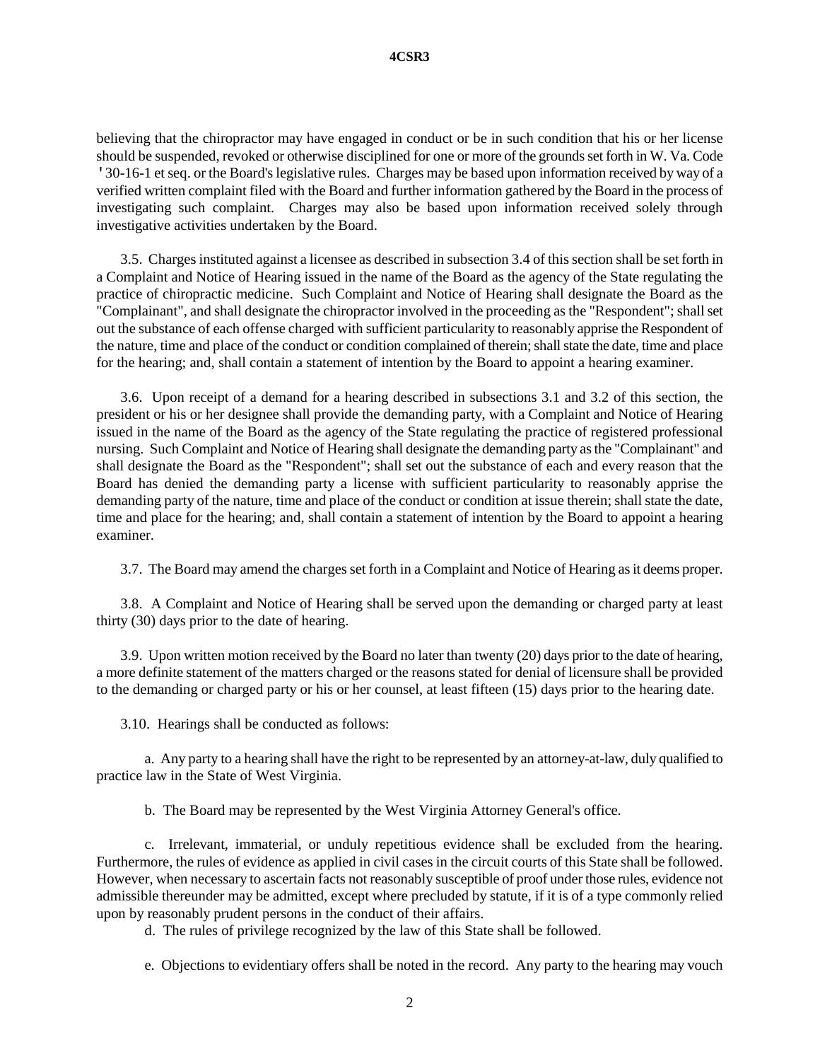believing that the chiropractor may have engaged in conduct or be in such condition that his or her license should be suspended, revoked or otherwise disciplined for one or more of the grounds set forth in W. Va. Code ' 30-16-1 et seq. or the Board's legislative rules. Charges may be based upon information received by way of a verified written complaint filed with the Board and further information gathered by the Board in the process of investigating such complaint. Charges may also be based upon information received solely through investigative activities undertaken by the Board.

3.5. Charges instituted against a licensee as described in subsection 3.4 of this section shall be set forth in a Complaint and Notice of Hearing issued in the name of the Board as the agency of the State regulating the practice of chiropractic medicine. Such Complaint and Notice of Hearing shall designate the Board as the "Complainant", and shall designate the chiropractor involved in the proceeding as the "Respondent"; shall set out the substance of each offense charged with sufficient particularity to reasonably apprise the Respondent of the nature, time and place of the conduct or condition complained of therein; shall state the date, time and place for the hearing; and, shall contain a statement of intention by the Board to appoint a hearing examiner.

3.6. Upon receipt of a demand for a hearing described in subsections 3.1 and 3.2 of this section, the president or his or her designee shall provide the demanding party, with a Complaint and Notice of Hearing issued in the name of the Board as the agency of the State regulating the practice of registered professional nursing. Such Complaint and Notice of Hearing shall designate the demanding party as the "Complainant" and shall designate the Board as the "Respondent"; shall set out the substance of each and every reason that the Board has denied the demanding party a license with sufficient particularity to reasonably apprise the demanding party of the nature, time and place of the conduct or condition at issue therein; shall state the date, time and place for the hearing; and, shall contain a statement of intention by the Board to appoint a hearing examiner.

3.7. The Board may amend the charges set forth in a Complaint and Notice of Hearing as it deems proper.

3.8. A Complaint and Notice of Hearing shall be served upon the demanding or charged party at least thirty (30) days prior to the date of hearing.

3.9. Upon written motion received by the Board no later than twenty (20) days prior to the date of hearing, a more definite statement of the matters charged or the reasons stated for denial of licensure shall be provided to the demanding or charged party or his or her counsel, at least fifteen (15) days prior to the hearing date.

3.10. Hearings shall be conducted as follows:

a. Any party to a hearing shall have the right to be represented by an attorney-at-law, duly qualified to practice law in the State of West Virginia.

b. The Board may be represented by the West Virginia Attorney General's office.

c. Irrelevant, immaterial, or unduly repetitious evidence shall be excluded from the hearing. Furthermore, the rules of evidence as applied in civil cases in the circuit courts of this State shall be followed. However, when necessary to ascertain facts not reasonably susceptible of proof under those rules, evidence not admissible thereunder may be admitted, except where precluded by statute, if it is of a type commonly relied upon by reasonably prudent persons in the conduct of their affairs.

d. The rules of privilege recognized by the law of this State shall be followed.

e. Objections to evidentiary offers shall be noted in the record. Any party to the hearing may vouch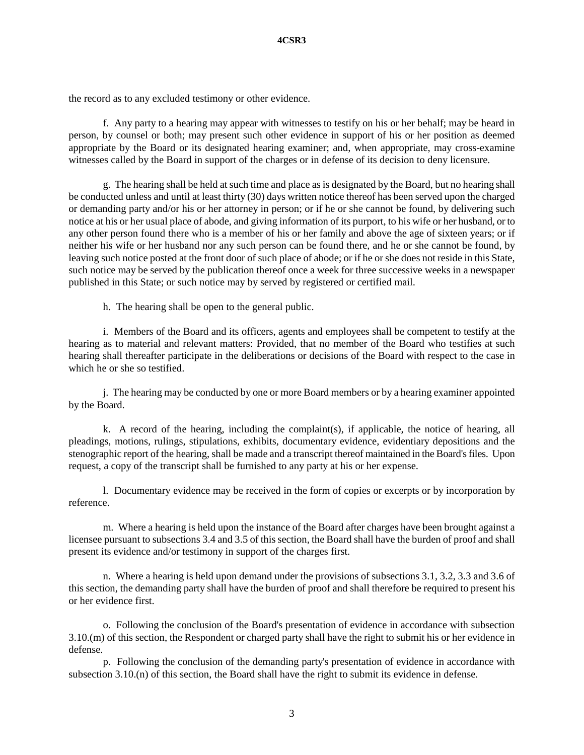the record as to any excluded testimony or other evidence.

f. Any party to a hearing may appear with witnesses to testify on his or her behalf; may be heard in person, by counsel or both; may present such other evidence in support of his or her position as deemed appropriate by the Board or its designated hearing examiner; and, when appropriate, may cross-examine witnesses called by the Board in support of the charges or in defense of its decision to deny licensure.

g. The hearing shall be held at such time and place as is designated by the Board, but no hearing shall be conducted unless and until at least thirty (30) days written notice thereof has been served upon the charged or demanding party and/or his or her attorney in person; or if he or she cannot be found, by delivering such notice at his or her usual place of abode, and giving information of its purport, to his wife or her husband, or to any other person found there who is a member of his or her family and above the age of sixteen years; or if neither his wife or her husband nor any such person can be found there, and he or she cannot be found, by leaving such notice posted at the front door of such place of abode; or if he or she does not reside in this State, such notice may be served by the publication thereof once a week for three successive weeks in a newspaper published in this State; or such notice may by served by registered or certified mail.

h. The hearing shall be open to the general public.

i. Members of the Board and its officers, agents and employees shall be competent to testify at the hearing as to material and relevant matters: Provided, that no member of the Board who testifies at such hearing shall thereafter participate in the deliberations or decisions of the Board with respect to the case in which he or she so testified.

j. The hearing may be conducted by one or more Board members or by a hearing examiner appointed by the Board.

k. A record of the hearing, including the complaint(s), if applicable, the notice of hearing, all pleadings, motions, rulings, stipulations, exhibits, documentary evidence, evidentiary depositions and the stenographic report of the hearing, shall be made and a transcript thereof maintained in the Board's files. Upon request, a copy of the transcript shall be furnished to any party at his or her expense.

l. Documentary evidence may be received in the form of copies or excerpts or by incorporation by reference.

m. Where a hearing is held upon the instance of the Board after charges have been brought against a licensee pursuant to subsections 3.4 and 3.5 of this section, the Board shall have the burden of proof and shall present its evidence and/or testimony in support of the charges first.

n. Where a hearing is held upon demand under the provisions of subsections 3.1, 3.2, 3.3 and 3.6 of this section, the demanding party shall have the burden of proof and shall therefore be required to present his or her evidence first.

o. Following the conclusion of the Board's presentation of evidence in accordance with subsection 3.10.(m) of this section, the Respondent or charged party shall have the right to submit his or her evidence in defense.

p. Following the conclusion of the demanding party's presentation of evidence in accordance with subsection 3.10.(n) of this section, the Board shall have the right to submit its evidence in defense.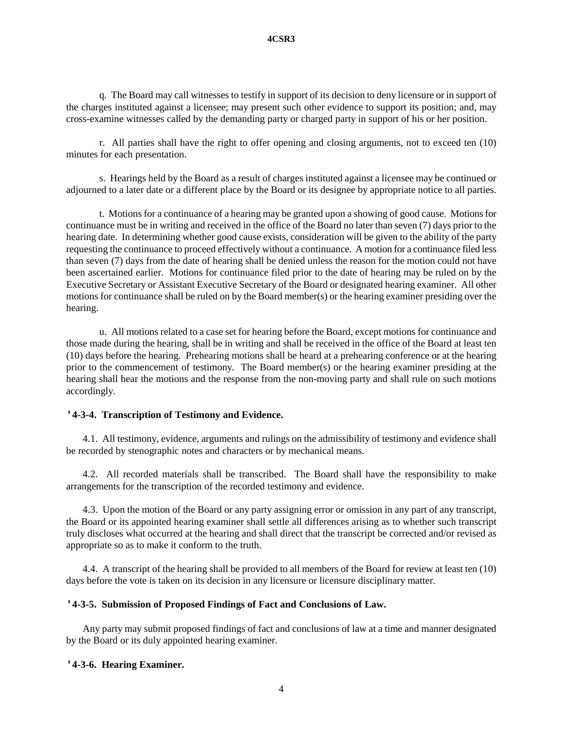q. The Board may call witnesses to testify in support of its decision to deny licensure or in support of the charges instituted against a licensee; may present such other evidence to support its position; and, may cross-examine witnesses called by the demanding party or charged party in support of his or her position.

r. All parties shall have the right to offer opening and closing arguments, not to exceed ten (10) minutes for each presentation.

s. Hearings held by the Board as a result of charges instituted against a licensee may be continued or adjourned to a later date or a different place by the Board or its designee by appropriate notice to all parties.

t. Motions for a continuance of a hearing may be granted upon a showing of good cause. Motions for continuance must be in writing and received in the office of the Board no later than seven (7) days prior to the hearing date. In determining whether good cause exists, consideration will be given to the ability of the party requesting the continuance to proceed effectively without a continuance. A motion for a continuance filed less than seven (7) days from the date of hearing shall be denied unless the reason for the motion could not have been ascertained earlier. Motions for continuance filed prior to the date of hearing may be ruled on by the Executive Secretary or Assistant Executive Secretary of the Board or designated hearing examiner. All other motions for continuance shall be ruled on by the Board member(s) or the hearing examiner presiding over the hearing.

u. All motions related to a case set for hearing before the Board, except motions for continuance and those made during the hearing, shall be in writing and shall be received in the office of the Board at least ten (10) days before the hearing. Prehearing motions shall be heard at a prehearing conference or at the hearing prior to the commencement of testimony. The Board member(s) or the hearing examiner presiding at the hearing shall hear the motions and the response from the non-moving party and shall rule on such motions accordingly.

**'4-3-4. Transcription of Testimony and Evidence.**

4.1. All testimony, evidence, arguments and rulings on the admissibility of testimony and evidence shall be recorded by stenographic notes and characters or by mechanical means.

4.2. All recorded materials shall be transcribed. The Board shall have the responsibility to make arrangements for the transcription of the recorded testimony and evidence.

4.3. Upon the motion of the Board or any party assigning error or omission in any part of any transcript, the Board or its appointed hearing examiner shall settle all differences arising as to whether such transcript truly discloses what occurred at the hearing and shall direct that the transcript be corrected and/or revised as appropriate so as to make it conform to the truth.

4.4. A transcript of the hearing shall be provided to all members of the Board for review at least ten (10) days before the vote is taken on its decision in any licensure or licensure disciplinary matter.

**'4-3-5. Submission of Proposed Findings of Fact and Conclusions of Law.**

Any party may submit proposed findings of fact and conclusions of law at a time and manner designated by the Board or its duly appointed hearing examiner.

**'4-3-6. Hearing Examiner.**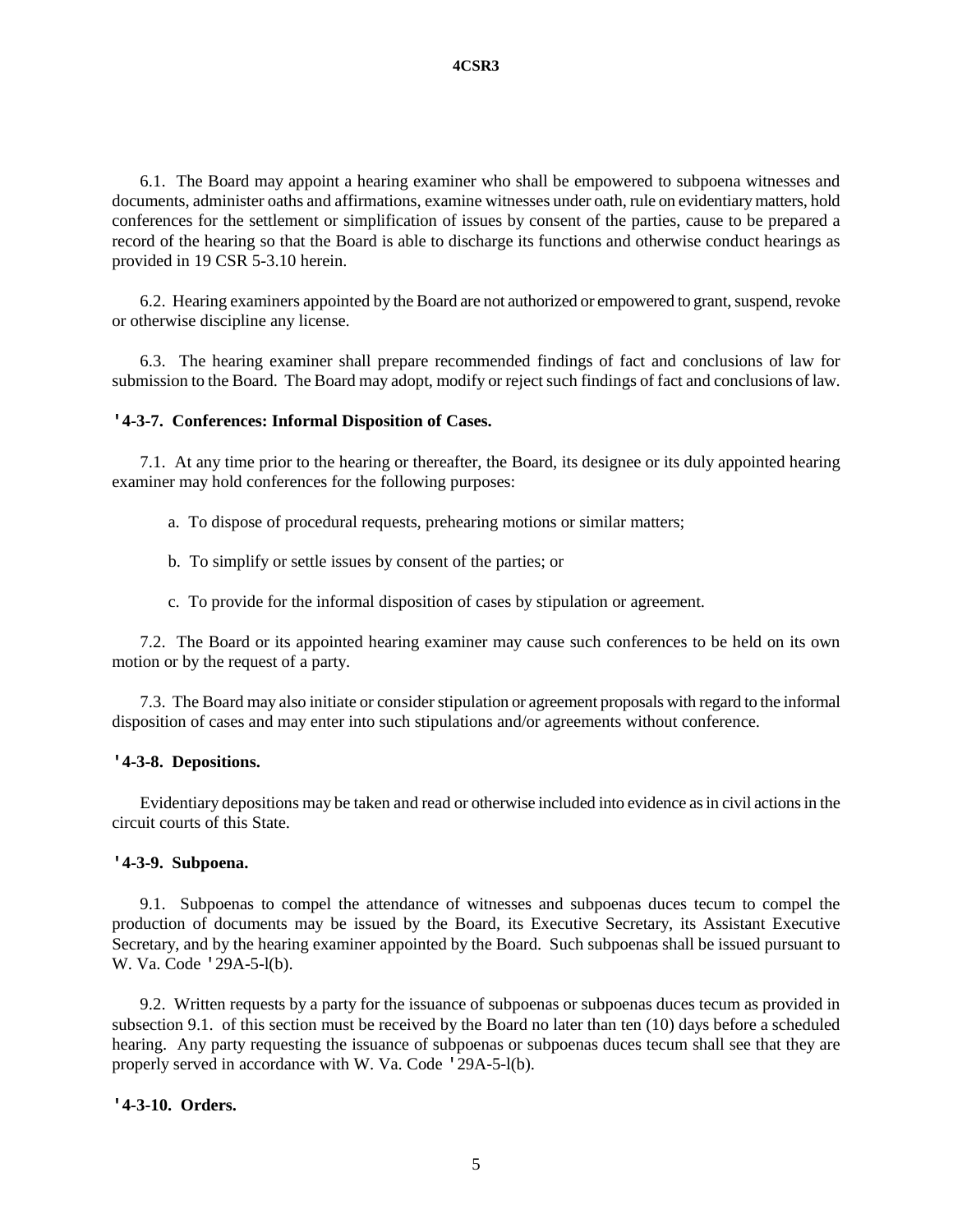6.1. The Board may appoint a hearing examiner who shall be empowered to subpoena witnesses and documents, administer oaths and affirmations, examine witnesses under oath, rule on evidentiary matters, hold conferences for the settlement or simplification of issues by consent of the parties, cause to be prepared a record of the hearing so that the Board is able to discharge its functions and otherwise conduct hearings as provided in 19 CSR 5-3.10 herein.

6.2. Hearing examiners appointed by the Board are not authorized or empowered to grant, suspend, revoke or otherwise discipline any license.

6.3. The hearing examiner shall prepare recommended findings of fact and conclusions of law for submission to the Board. The Board may adopt, modify or reject such findings of fact and conclusions of law.

**'4-3-7. Conferences: Informal Disposition of Cases.**

7.1. At any time prior to the hearing or thereafter, the Board, its designee or its duly appointed hearing examiner may hold conferences for the following purposes:

a. To dispose of procedural requests, prehearing motions or similar matters;

b. To simplify or settle issues by consent of the parties; or

c. To provide for the informal disposition of cases by stipulation or agreement.

7.2. The Board or its appointed hearing examiner may cause such conferences to be held on its own motion or by the request of a party.

7.3. The Board may also initiate or consider stipulation or agreement proposals with regard to the informal disposition of cases and may enter into such stipulations and/or agreements without conference.

**'4-3-8. Depositions.**

Evidentiary depositions may be taken and read or otherwise included into evidence as in civil actions in the circuit courts of this State.

**'4-3-9. Subpoena.**

9.1. Subpoenas to compel the attendance of witnesses and subpoenas duces tecum to compel the production of documents may be issued by the Board, its Executive Secretary, its Assistant Executive Secretary, and by the hearing examiner appointed by the Board. Such subpoenas shall be issued pursuant to W. Va. Code '29A-5-l(b).

9.2. Written requests by a party for the issuance of subpoenas or subpoenas duces tecum as provided in subsection 9.1. of this section must be received by the Board no later than ten (10) days before a scheduled hearing. Any party requesting the issuance of subpoenas or subpoenas duces tecum shall see that they are properly served in accordance with W. Va. Code '29A-5-l(b).

**'4-3-10. Orders.**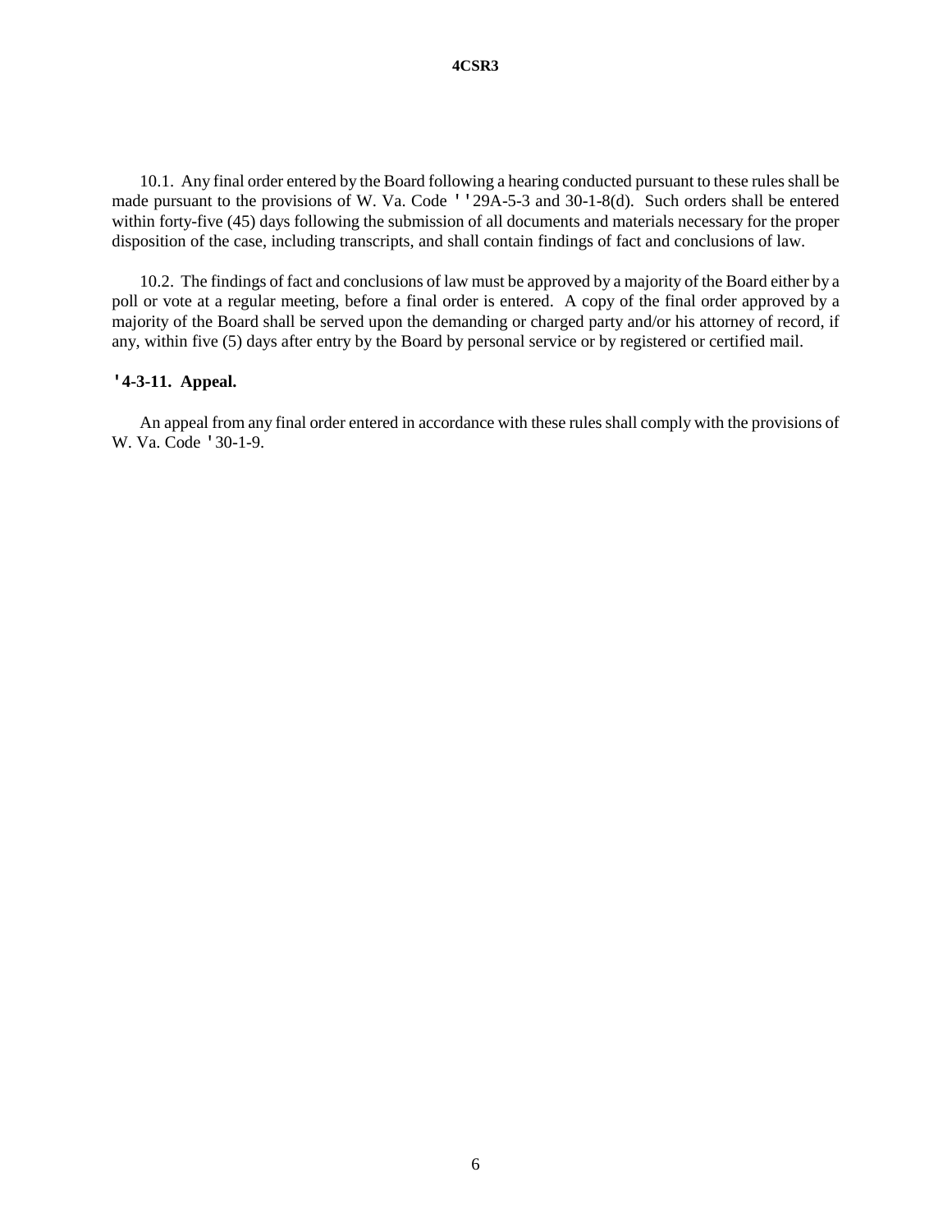10.1. Any final order entered by the Board following a hearing conducted pursuant to these rules shall be made pursuant to the provisions of W. Va. Code ''29A-5-3 and 30-1-8(d). Such orders shall be entered within forty-five (45) days following the submission of all documents and materials necessary for the proper disposition of the case, including transcripts, and shall contain findings of fact and conclusions of law.

10.2. The findings of fact and conclusions of law must be approved by a majority of the Board either by a poll or vote at a regular meeting, before a final order is entered. A copy of the final order approved by a majority of the Board shall be served upon the demanding or charged party and/or his attorney of record, if any, within five (5) days after entry by the Board by personal service or by registered or certified mail.

**'4-3-11. Appeal.**

An appeal from any final order entered in accordance with these rules shall comply with the provisions of W. Va. Code '30-1-9.